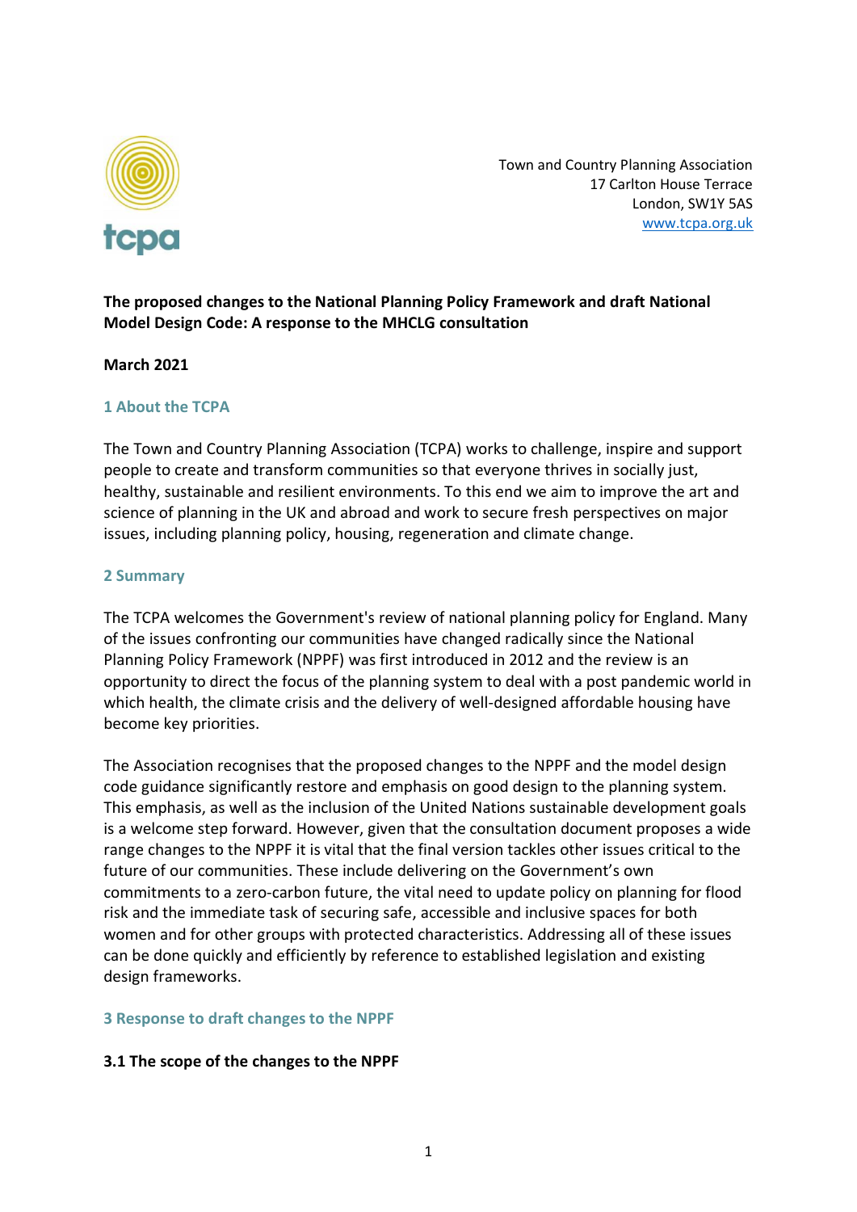Town and Country Planning Association
17 Carlton House Terrace
London, SW1Y 5AS
www.tcpa.org.uk

**The proposed changes to the National Planning Policy Framework and draft National Model Design Code: A response to the MHCLG consultation**

**March 2021**

## 1 About the TCPA

The Town and Country Planning Association (TCPA) works to challenge, inspire and support people to create and transform communities so that everyone thrives in socially just, healthy, sustainable and resilient environments. To this end we aim to improve the art and science of planning in the UK and abroad and work to secure fresh perspectives on major issues, including planning policy, housing, regeneration and climate change.

## 2 Summary

The TCPA welcomes the Government's review of national planning policy for England. Many of the issues confronting our communities have changed radically since the National Planning Policy Framework (NPPF) was first introduced in 2012 and the review is an opportunity to direct the focus of the planning system to deal with a post pandemic world in which health, the climate crisis and the delivery of well-designed affordable housing have become key priorities.

The Association recognises that the proposed changes to the NPPF and the model design code guidance significantly restore and emphasis on good design to the planning system. This emphasis, as well as the inclusion of the United Nations sustainable development goals is a welcome step forward. However, given that the consultation document proposes a wide range changes to the NPPF it is vital that the final version tackles other issues critical to the future of our communities. These include delivering on the Government's own commitments to a zero-carbon future, the vital need to update policy on planning for flood risk and the immediate task of securing safe, accessible and inclusive spaces for both women and for other groups with protected characteristics. Addressing all of these issues can be done quickly and efficiently by reference to established legislation and existing design frameworks.

## 3 Response to draft changes to the NPPF

### 3.1 The scope of the changes to the NPPF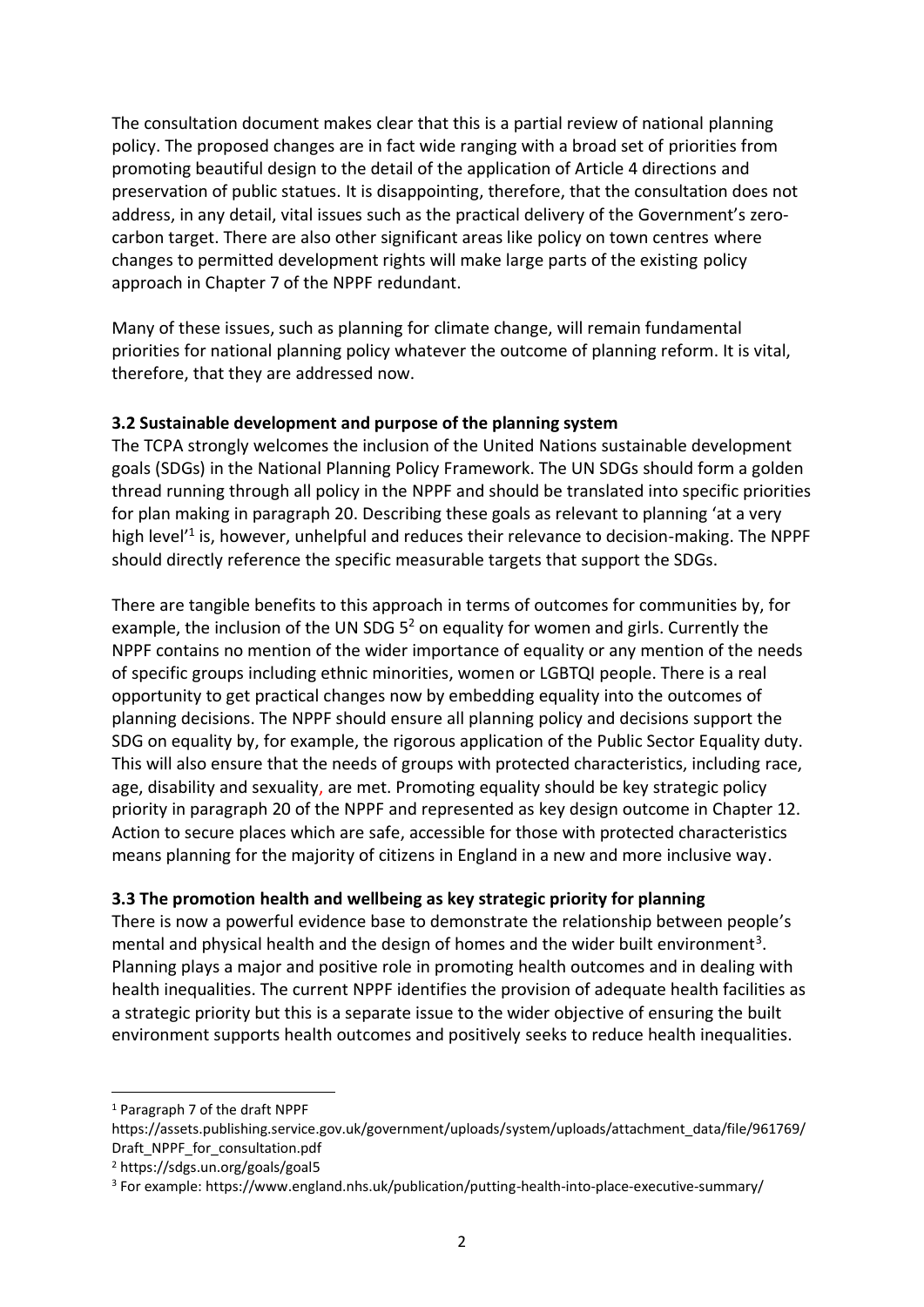The consultation document makes clear that this is a partial review of national planning policy. The proposed changes are in fact wide ranging with a broad set of priorities from promoting beautiful design to the detail of the application of Article 4 directions and preservation of public statues. It is disappointing, therefore, that the consultation does not address, in any detail, vital issues such as the practical delivery of the Government's zero-carbon target. There are also other significant areas like policy on town centres where changes to permitted development rights will make large parts of the existing policy approach in Chapter 7 of the NPPF redundant.

Many of these issues, such as planning for climate change, will remain fundamental priorities for national planning policy whatever the outcome of planning reform. It is vital, therefore, that they are addressed now.

**3.2 Sustainable development and purpose of the planning system**

The TCPA strongly welcomes the inclusion of the United Nations sustainable development goals (SDGs) in the National Planning Policy Framework. The UN SDGs should form a golden thread running through all policy in the NPPF and should be translated into specific priorities for plan making in paragraph 20. Describing these goals as relevant to planning 'at a very high level'[1] is, however, unhelpful and reduces their relevance to decision-making. The NPPF should directly reference the specific measurable targets that support the SDGs.

There are tangible benefits to this approach in terms of outcomes for communities by, for example, the inclusion of the UN SDG 5[2] on equality for women and girls. Currently the NPPF contains no mention of the wider importance of equality or any mention of the needs of specific groups including ethnic minorities, women or LGBTQI people. There is a real opportunity to get practical changes now by embedding equality into the outcomes of planning decisions. The NPPF should ensure all planning policy and decisions support the SDG on equality by, for example, the rigorous application of the Public Sector Equality duty. This will also ensure that the needs of groups with protected characteristics, including race, age, disability and sexuality, are met. Promoting equality should be key strategic policy priority in paragraph 20 of the NPPF and represented as key design outcome in Chapter 12. Action to secure places which are safe, accessible for those with protected characteristics means planning for the majority of citizens in England in a new and more inclusive way.

**3.3 The promotion health and wellbeing as key strategic priority for planning**

There is now a powerful evidence base to demonstrate the relationship between people's mental and physical health and the design of homes and the wider built environment[3]. Planning plays a major and positive role in promoting health outcomes and in dealing with health inequalities. The current NPPF identifies the provision of adequate health facilities as a strategic priority but this is a separate issue to the wider objective of ensuring the built environment supports health outcomes and positively seeks to reduce health inequalities.

---

[1] Paragraph 7 of the draft NPPF https://assets.publishing.service.gov.uk/government/uploads/system/uploads/attachment_data/file/961769/Draft_NPPF_for_consultation.pdf

[2] https://sdgs.un.org/goals/goal5

[3] For example: https://www.england.nhs.uk/publication/putting-health-into-place-executive-summary/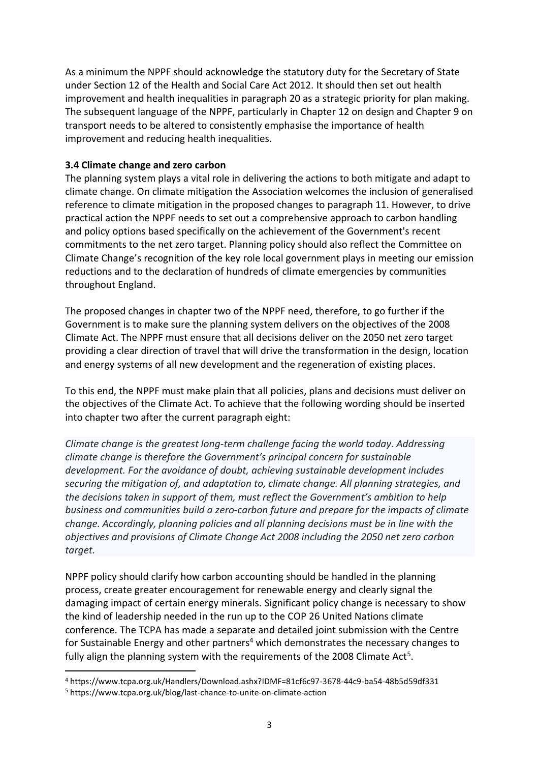As a minimum the NPPF should acknowledge the statutory duty for the Secretary of State under Section 12 of the Health and Social Care Act 2012. It should then set out health improvement and health inequalities in paragraph 20 as a strategic priority for plan making. The subsequent language of the NPPF, particularly in Chapter 12 on design and Chapter 9 on transport needs to be altered to consistently emphasise the importance of health improvement and reducing health inequalities.

### 3.4 Climate change and zero carbon

The planning system plays a vital role in delivering the actions to both mitigate and adapt to climate change. On climate mitigation the Association welcomes the inclusion of generalised reference to climate mitigation in the proposed changes to paragraph 11. However, to drive practical action the NPPF needs to set out a comprehensive approach to carbon handling and policy options based specifically on the achievement of the Government's recent commitments to the net zero target. Planning policy should also reflect the Committee on Climate Change's recognition of the key role local government plays in meeting our emission reductions and to the declaration of hundreds of climate emergencies by communities throughout England.

The proposed changes in chapter two of the NPPF need, therefore, to go further if the Government is to make sure the planning system delivers on the objectives of the 2008 Climate Act. The NPPF must ensure that all decisions deliver on the 2050 net zero target providing a clear direction of travel that will drive the transformation in the design, location and energy systems of all new development and the regeneration of existing places.

To this end, the NPPF must make plain that all policies, plans and decisions must deliver on the objectives of the Climate Act. To achieve that the following wording should be inserted into chapter two after the current paragraph eight:

*Climate change is the greatest long-term challenge facing the world today. Addressing climate change is therefore the Government's principal concern for sustainable development. For the avoidance of doubt, achieving sustainable development includes securing the mitigation of, and adaptation to, climate change. All planning strategies, and the decisions taken in support of them, must reflect the Government's ambition to help business and communities build a zero-carbon future and prepare for the impacts of climate change. Accordingly, planning policies and all planning decisions must be in line with the objectives and provisions of Climate Change Act 2008 including the 2050 net zero carbon target.*

NPPF policy should clarify how carbon accounting should be handled in the planning process, create greater encouragement for renewable energy and clearly signal the damaging impact of certain energy minerals. Significant policy change is necessary to show the kind of leadership needed in the run up to the COP 26 United Nations climate conference. The TCPA has made a separate and detailed joint submission with the Centre for Sustainable Energy and other partners[4] which demonstrates the necessary changes to fully align the planning system with the requirements of the 2008 Climate Act[5].

---

[4] https://www.tcpa.org.uk/Handlers/Download.ashx?IDMF=81cf6c97-3678-44c9-ba54-48b5d59df331

[5] https://www.tcpa.org.uk/blog/last-chance-to-unite-on-climate-action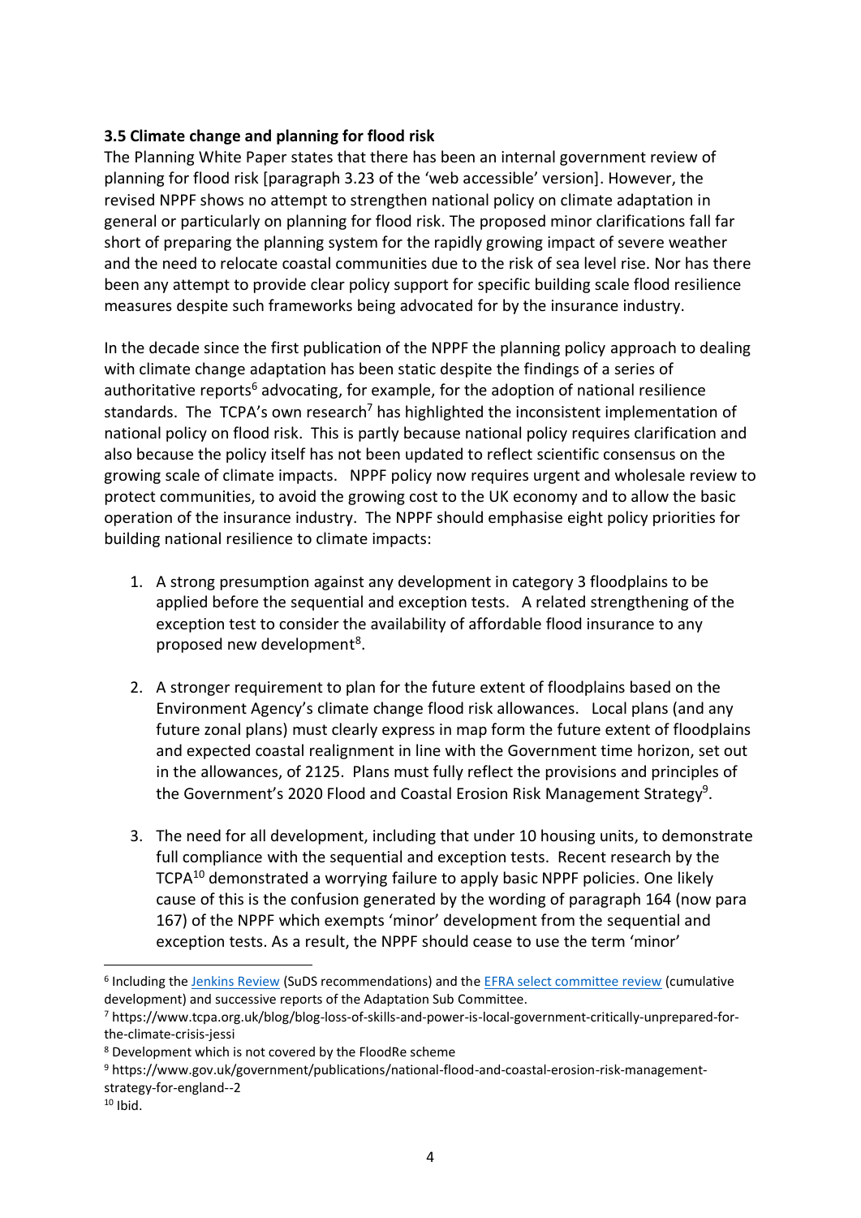**3.5 Climate change and planning for flood risk**

The Planning White Paper states that there has been an internal government review of planning for flood risk [paragraph 3.23 of the 'web accessible' version]. However, the revised NPPF shows no attempt to strengthen national policy on climate adaptation in general or particularly on planning for flood risk. The proposed minor clarifications fall far short of preparing the planning system for the rapidly growing impact of severe weather and the need to relocate coastal communities due to the risk of sea level rise. Nor has there been any attempt to provide clear policy support for specific building scale flood resilience measures despite such frameworks being advocated for by the insurance industry.

In the decade since the first publication of the NPPF the planning policy approach to dealing with climate change adaptation has been static despite the findings of a series of authoritative reports[6] advocating, for example, for the adoption of national resilience standards. The TCPA's own research[7] has highlighted the inconsistent implementation of national policy on flood risk. This is partly because national policy requires clarification and also because the policy itself has not been updated to reflect scientific consensus on the growing scale of climate impacts. NPPF policy now requires urgent and wholesale review to protect communities, to avoid the growing cost to the UK economy and to allow the basic operation of the insurance industry. The NPPF should emphasise eight policy priorities for building national resilience to climate impacts:

1. A strong presumption against any development in category 3 floodplains to be applied before the sequential and exception tests. A related strengthening of the exception test to consider the availability of affordable flood insurance to any proposed new development[8].

2. A stronger requirement to plan for the future extent of floodplains based on the Environment Agency's climate change flood risk allowances. Local plans (and any future zonal plans) must clearly express in map form the future extent of floodplains and expected coastal realignment in line with the Government time horizon, set out in the allowances, of 2125. Plans must fully reflect the provisions and principles of the Government's 2020 Flood and Coastal Erosion Risk Management Strategy[9].

3. The need for all development, including that under 10 housing units, to demonstrate full compliance with the sequential and exception tests. Recent research by the TCPA[10] demonstrated a worrying failure to apply basic NPPF policies. One likely cause of this is the confusion generated by the wording of paragraph 164 (now para 167) of the NPPF which exempts 'minor' development from the sequential and exception tests. As a result, the NPPF should cease to use the term 'minor'

---

[6] Including the Jenkins Review (SuDS recommendations) and the EFRA select committee review (cumulative development) and successive reports of the Adaptation Sub Committee.

[7] https://www.tcpa.org.uk/blog/blog-loss-of-skills-and-power-is-local-government-critically-unprepared-for-the-climate-crisis-jessi

[8] Development which is not covered by the FloodRe scheme

[9] https://www.gov.uk/government/publications/national-flood-and-coastal-erosion-risk-management-strategy-for-england--2

[10] Ibid.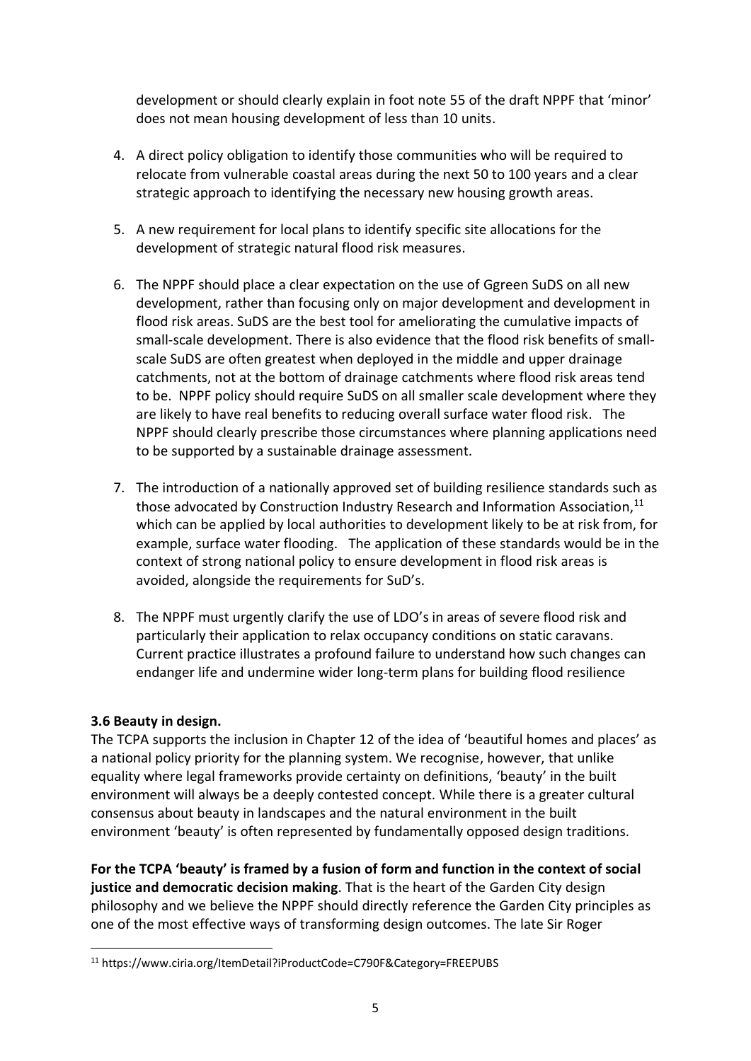development or should clearly explain in foot note 55 of the draft NPPF that 'minor' does not mean housing development of less than 10 units.

4. A direct policy obligation to identify those communities who will be required to relocate from vulnerable coastal areas during the next 50 to 100 years and a clear strategic approach to identifying the necessary new housing growth areas.

5. A new requirement for local plans to identify specific site allocations for the development of strategic natural flood risk measures.

6. The NPPF should place a clear expectation on the use of Ggreen SuDS on all new development, rather than focusing only on major development and development in flood risk areas. SuDS are the best tool for ameliorating the cumulative impacts of small-scale development. There is also evidence that the flood risk benefits of small-scale SuDS are often greatest when deployed in the middle and upper drainage catchments, not at the bottom of drainage catchments where flood risk areas tend to be. NPPF policy should require SuDS on all smaller scale development where they are likely to have real benefits to reducing overall surface water flood risk. The NPPF should clearly prescribe those circumstances where planning applications need to be supported by a sustainable drainage assessment.

7. The introduction of a nationally approved set of building resilience standards such as those advocated by Construction Industry Research and Information Association,[11] which can be applied by local authorities to development likely to be at risk from, for example, surface water flooding. The application of these standards would be in the context of strong national policy to ensure development in flood risk areas is avoided, alongside the requirements for SuD's.

8. The NPPF must urgently clarify the use of LDO's in areas of severe flood risk and particularly their application to relax occupancy conditions on static caravans. Current practice illustrates a profound failure to understand how such changes can endanger life and undermine wider long-term plans for building flood resilience

**3.6 Beauty in design.**

The TCPA supports the inclusion in Chapter 12 of the idea of 'beautiful homes and places' as a national policy priority for the planning system. We recognise, however, that unlike equality where legal frameworks provide certainty on definitions, 'beauty' in the built environment will always be a deeply contested concept. While there is a greater cultural consensus about beauty in landscapes and the natural environment in the built environment 'beauty' is often represented by fundamentally opposed design traditions.

**For the TCPA 'beauty' is framed by a fusion of form and function in the context of social justice and democratic decision making**. That is the heart of the Garden City design philosophy and we believe the NPPF should directly reference the Garden City principles as one of the most effective ways of transforming design outcomes. The late Sir Roger

[11] https://www.ciria.org/ItemDetail?iProductCode=C790F&Category=FREEPUBS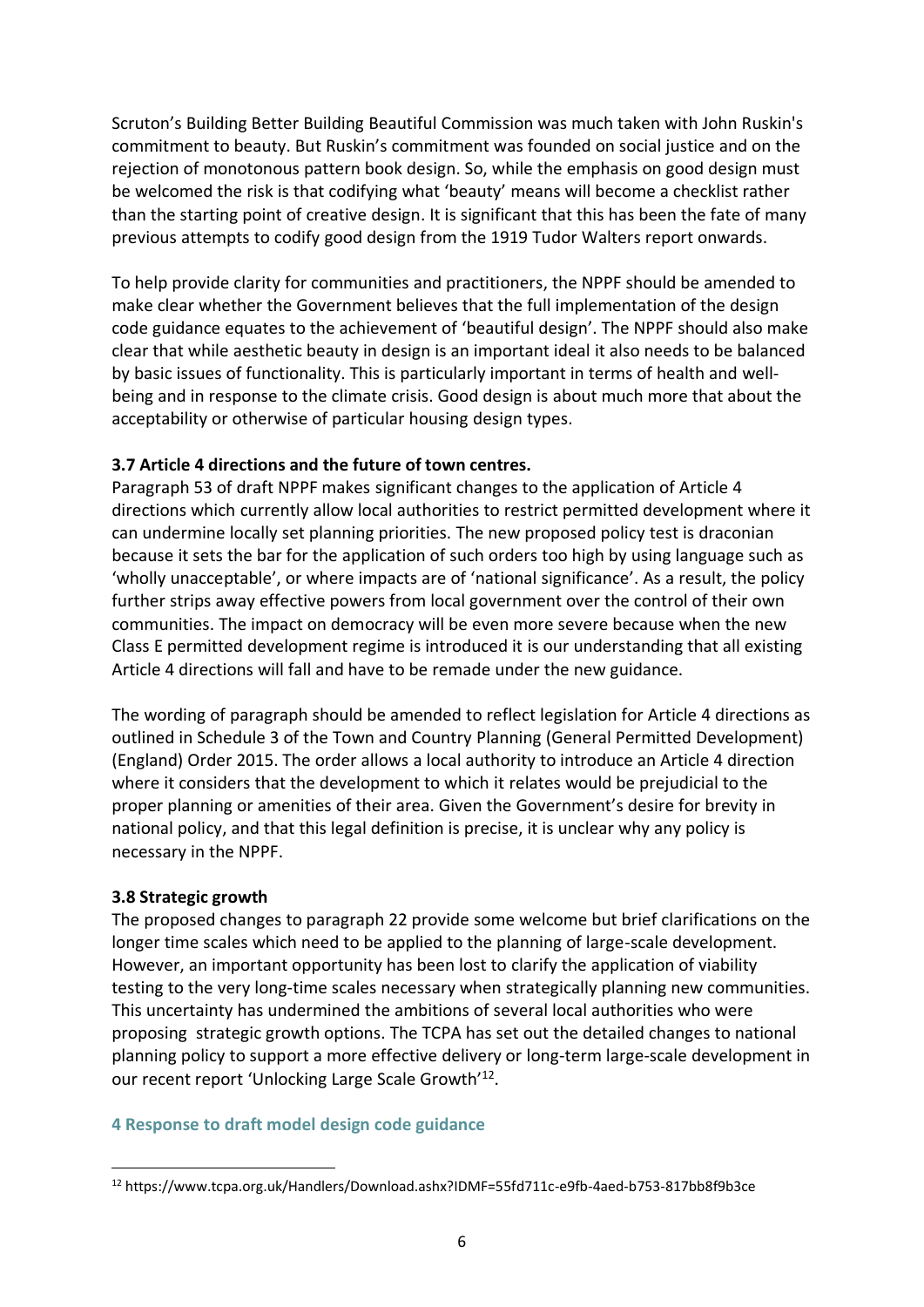Scruton's Building Better Building Beautiful Commission was much taken with John Ruskin's commitment to beauty. But Ruskin's commitment was founded on social justice and on the rejection of monotonous pattern book design. So, while the emphasis on good design must be welcomed the risk is that codifying what 'beauty' means will become a checklist rather than the starting point of creative design. It is significant that this has been the fate of many previous attempts to codify good design from the 1919 Tudor Walters report onwards.

To help provide clarity for communities and practitioners, the NPPF should be amended to make clear whether the Government believes that the full implementation of the design code guidance equates to the achievement of 'beautiful design'. The NPPF should also make clear that while aesthetic beauty in design is an important ideal it also needs to be balanced by basic issues of functionality. This is particularly important in terms of health and well-being and in response to the climate crisis. Good design is about much more that about the acceptability or otherwise of particular housing design types.

### 3.7 Article 4 directions and the future of town centres.

Paragraph 53 of draft NPPF makes significant changes to the application of Article 4 directions which currently allow local authorities to restrict permitted development where it can undermine locally set planning priorities. The new proposed policy test is draconian because it sets the bar for the application of such orders too high by using language such as 'wholly unacceptable', or where impacts are of 'national significance'. As a result, the policy further strips away effective powers from local government over the control of their own communities. The impact on democracy will be even more severe because when the new Class E permitted development regime is introduced it is our understanding that all existing Article 4 directions will fall and have to be remade under the new guidance.

The wording of paragraph should be amended to reflect legislation for Article 4 directions as outlined in Schedule 3 of the Town and Country Planning (General Permitted Development) (England) Order 2015. The order allows a local authority to introduce an Article 4 direction where it considers that the development to which it relates would be prejudicial to the proper planning or amenities of their area. Given the Government's desire for brevity in national policy, and that this legal definition is precise, it is unclear why any policy is necessary in the NPPF.

### 3.8 Strategic growth

The proposed changes to paragraph 22 provide some welcome but brief clarifications on the longer time scales which need to be applied to the planning of large-scale development. However, an important opportunity has been lost to clarify the application of viability testing to the very long-time scales necessary when strategically planning new communities. This uncertainty has undermined the ambitions of several local authorities who were proposing strategic growth options. The TCPA has set out the detailed changes to national planning policy to support a more effective delivery or long-term large-scale development in our recent report 'Unlocking Large Scale Growth'[12].

## 4 Response to draft model design code guidance

[12] https://www.tcpa.org.uk/Handlers/Download.ashx?IDMF=55fd711c-e9fb-4aed-b753-817bb8f9b3ce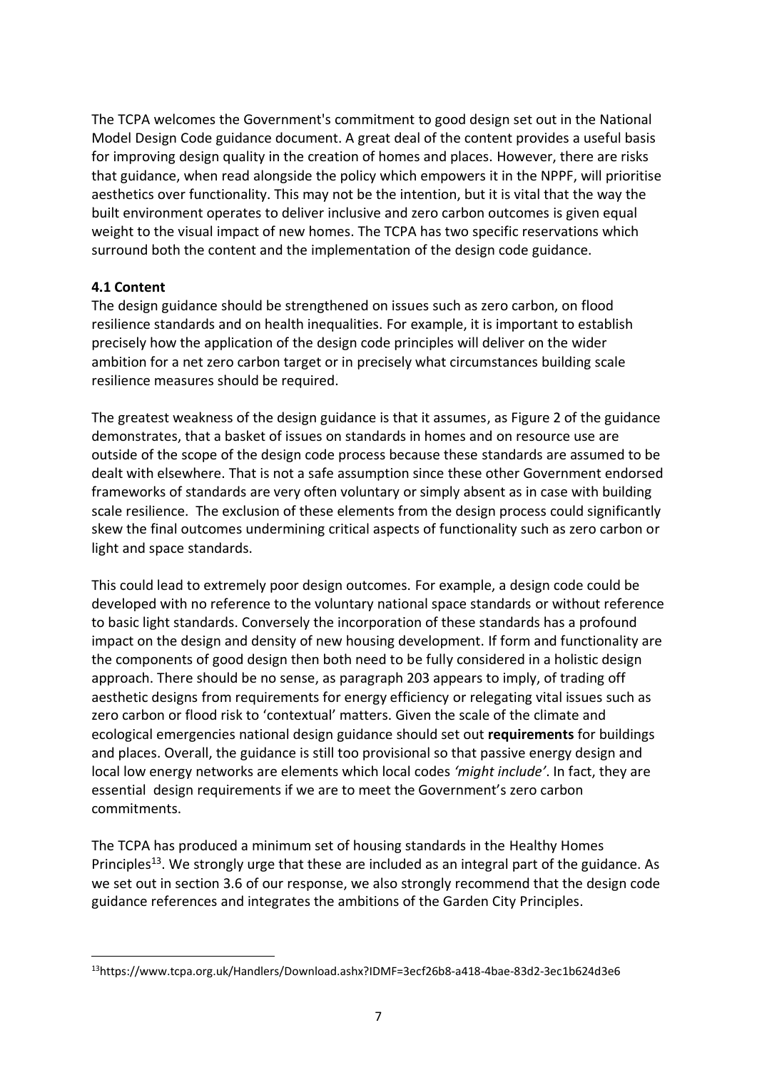The TCPA welcomes the Government's commitment to good design set out in the National Model Design Code guidance document. A great deal of the content provides a useful basis for improving design quality in the creation of homes and places. However, there are risks that guidance, when read alongside the policy which empowers it in the NPPF, will prioritise aesthetics over functionality. This may not be the intention, but it is vital that the way the built environment operates to deliver inclusive and zero carbon outcomes is given equal weight to the visual impact of new homes. The TCPA has two specific reservations which surround both the content and the implementation of the design code guidance.

**4.1 Content**

The design guidance should be strengthened on issues such as zero carbon, on flood resilience standards and on health inequalities. For example, it is important to establish precisely how the application of the design code principles will deliver on the wider ambition for a net zero carbon target or in precisely what circumstances building scale resilience measures should be required.

The greatest weakness of the design guidance is that it assumes, as Figure 2 of the guidance demonstrates, that a basket of issues on standards in homes and on resource use are outside of the scope of the design code process because these standards are assumed to be dealt with elsewhere. That is not a safe assumption since these other Government endorsed frameworks of standards are very often voluntary or simply absent as in case with building scale resilience. The exclusion of these elements from the design process could significantly skew the final outcomes undermining critical aspects of functionality such as zero carbon or light and space standards.

This could lead to extremely poor design outcomes. For example, a design code could be developed with no reference to the voluntary national space standards or without reference to basic light standards. Conversely the incorporation of these standards has a profound impact on the design and density of new housing development. If form and functionality are the components of good design then both need to be fully considered in a holistic design approach. There should be no sense, as paragraph 203 appears to imply, of trading off aesthetic designs from requirements for energy efficiency or relegating vital issues such as zero carbon or flood risk to 'contextual' matters. Given the scale of the climate and ecological emergencies national design guidance should set out **requirements** for buildings and places. Overall, the guidance is still too provisional so that passive energy design and local low energy networks are elements which local codes *'might include'*. In fact, they are essential design requirements if we are to meet the Government's zero carbon commitments.

The TCPA has produced a minimum set of housing standards in the Healthy Homes Principles[13]. We strongly urge that these are included as an integral part of the guidance. As we set out in section 3.6 of our response, we also strongly recommend that the design code guidance references and integrates the ambitions of the Garden City Principles.

[13] https://www.tcpa.org.uk/Handlers/Download.ashx?IDMF=3ecf26b8-a418-4bae-83d2-3ec1b624d3e6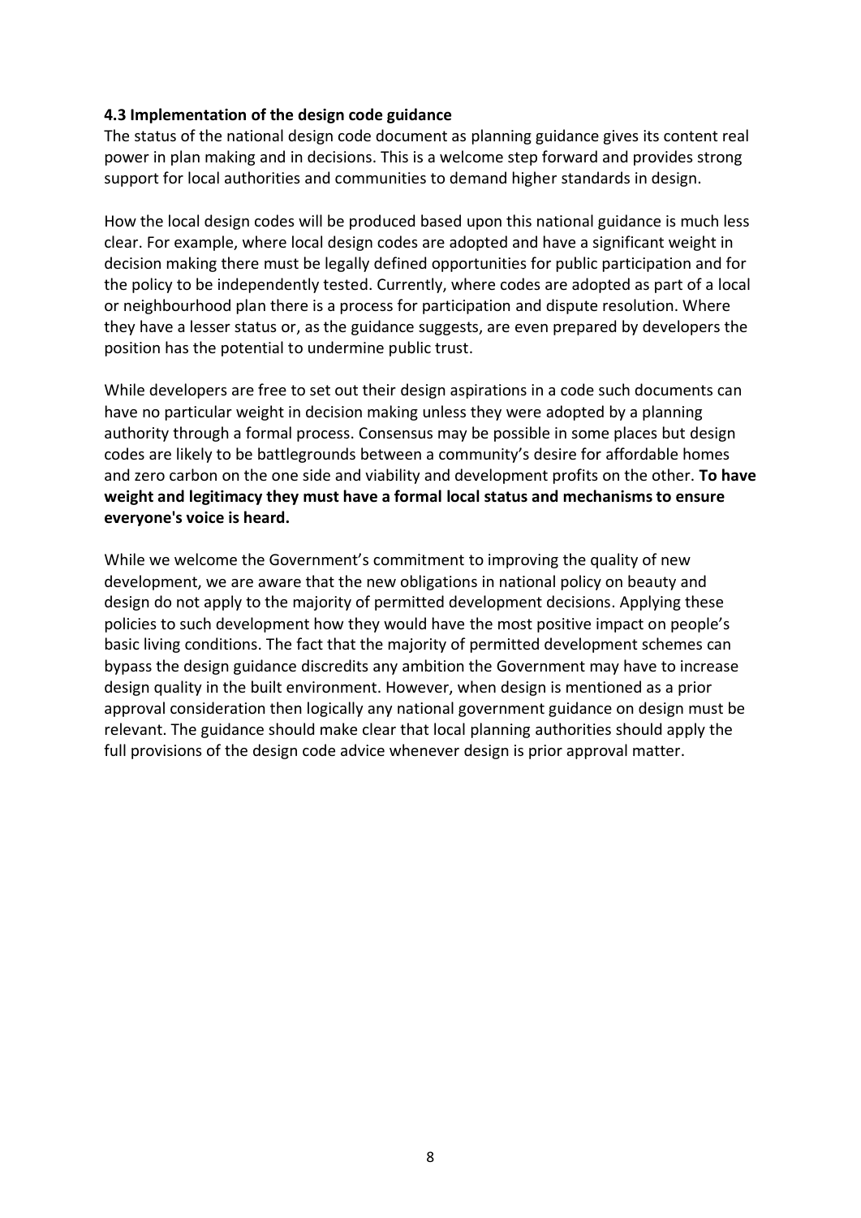**4.3 Implementation of the design code guidance**

The status of the national design code document as planning guidance gives its content real power in plan making and in decisions. This is a welcome step forward and provides strong support for local authorities and communities to demand higher standards in design.

How the local design codes will be produced based upon this national guidance is much less clear. For example, where local design codes are adopted and have a significant weight in decision making there must be legally defined opportunities for public participation and for the policy to be independently tested. Currently, where codes are adopted as part of a local or neighbourhood plan there is a process for participation and dispute resolution. Where they have a lesser status or, as the guidance suggests, are even prepared by developers the position has the potential to undermine public trust.

While developers are free to set out their design aspirations in a code such documents can have no particular weight in decision making unless they were adopted by a planning authority through a formal process. Consensus may be possible in some places but design codes are likely to be battlegrounds between a community's desire for affordable homes and zero carbon on the one side and viability and development profits on the other. **To have weight and legitimacy they must have a formal local status and mechanisms to ensure everyone's voice is heard.**

While we welcome the Government's commitment to improving the quality of new development, we are aware that the new obligations in national policy on beauty and design do not apply to the majority of permitted development decisions. Applying these policies to such development how they would have the most positive impact on people's basic living conditions. The fact that the majority of permitted development schemes can bypass the design guidance discredits any ambition the Government may have to increase design quality in the built environment. However, when design is mentioned as a prior approval consideration then logically any national government guidance on design must be relevant. The guidance should make clear that local planning authorities should apply the full provisions of the design code advice whenever design is prior approval matter.